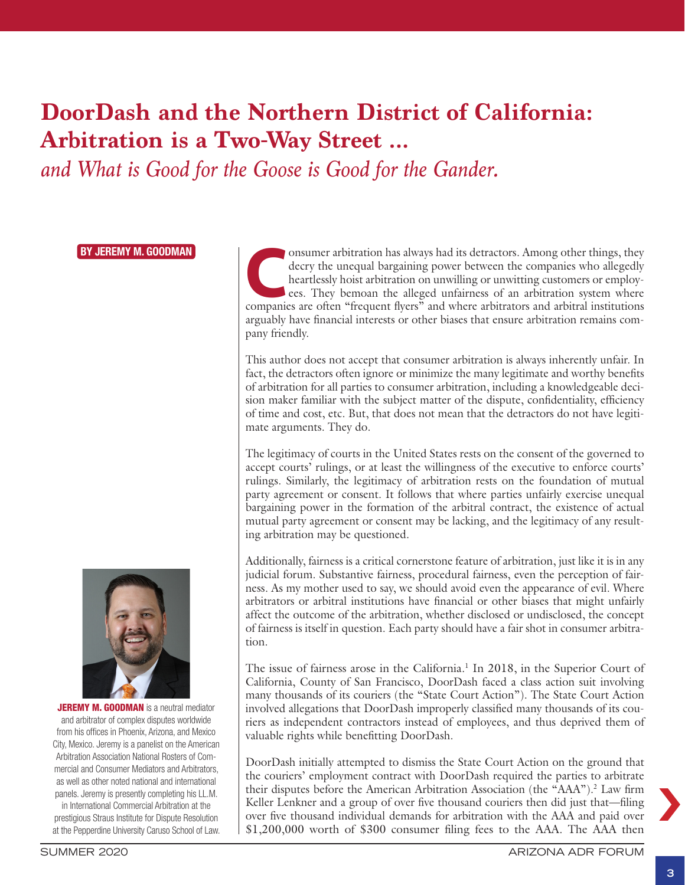# DoorDash and the Northern District of California: Arbitration is a Two-Way Street ...

*and What is Good for the Goose is Good for the Gander.*

**BY JEREMY M. GOODMAN**

**JEREMY M. GOODMAN** is a neutral mediator and arbitrator of complex disputes worldwide from his offices in Phoenix, Arizona, and Mexico City, Mexico. Jeremy is a panelist on the American Arbitration Association National Rosters of Commercial and Consumer Mediators and Arbitrators, as well as other noted national and international panels. Jeremy is presently completing his LL.M. in International Commercial Arbitration at the prestigious Straus Institute for Dispute Resolution at the Pepperdine University Caruso School of Law.

Consumer arbitration has always had its detractors. Among other things, they decry the unequal bargaining power between the companies who allegedly heartlessly hoist arbitration on unwilling or unwitting customers or employees. They bemoan the alleged unfairness of an arbitration system where companies are often "frequent flyers" and where arbitrators and arbitral institutions arguably have financial interests or other biases that ensure arbitration remains company friendly.

This author does not accept that consumer arbitration is always inherently unfair. In fact, the detractors often ignore or minimize the many legitimate and worthy benefits of arbitration for all parties to consumer arbitration, including a knowledgeable decision maker familiar with the subject matter of the dispute, confidentiality, efficiency of time and cost, etc. But, that does not mean that the detractors do not have legitimate arguments. They do.

The legitimacy of courts in the United States rests on the consent of the governed to accept courts' rulings, or at least the willingness of the executive to enforce courts' rulings. Similarly, the legitimacy of arbitration rests on the foundation of mutual party agreement or consent. It follows that where parties unfairly exercise unequal bargaining power in the formation of the arbitral contract, the existence of actual mutual party agreement or consent may be lacking, and the legitimacy of any resulting arbitration may be questioned.

Additionally, fairness is a critical cornerstone feature of arbitration, just like it is in any judicial forum. Substantive fairness, procedural fairness, even the perception of fairness. As my mother used to say, we should avoid even the appearance of evil. Where arbitrators or arbitral institutions have financial or other biases that might unfairly affect the outcome of the arbitration, whether disclosed or undisclosed, the concept of fairness is itself in question. Each party should have a fair shot in consumer arbitration.

The issue of fairness arose in the California.[1] In 2018, in the Superior Court of California, County of San Francisco, DoorDash faced a class action suit involving many thousands of its couriers (the "State Court Action"). The State Court Action involved allegations that DoorDash improperly classified many thousands of its couriers as independent contractors instead of employees, and thus deprived them of valuable rights while benefitting DoorDash.

DoorDash initially attempted to dismiss the State Court Action on the ground that the couriers' employment contract with DoorDash required the parties to arbitrate their disputes before the American Arbitration Association (the "AAA").[2] Law firm Keller Lenkner and a group of over five thousand couriers then did just that—filing over five thousand individual demands for arbitration with the AAA and paid over $1,200,000 worth of $300 consumer filing fees to the AAA. The AAA then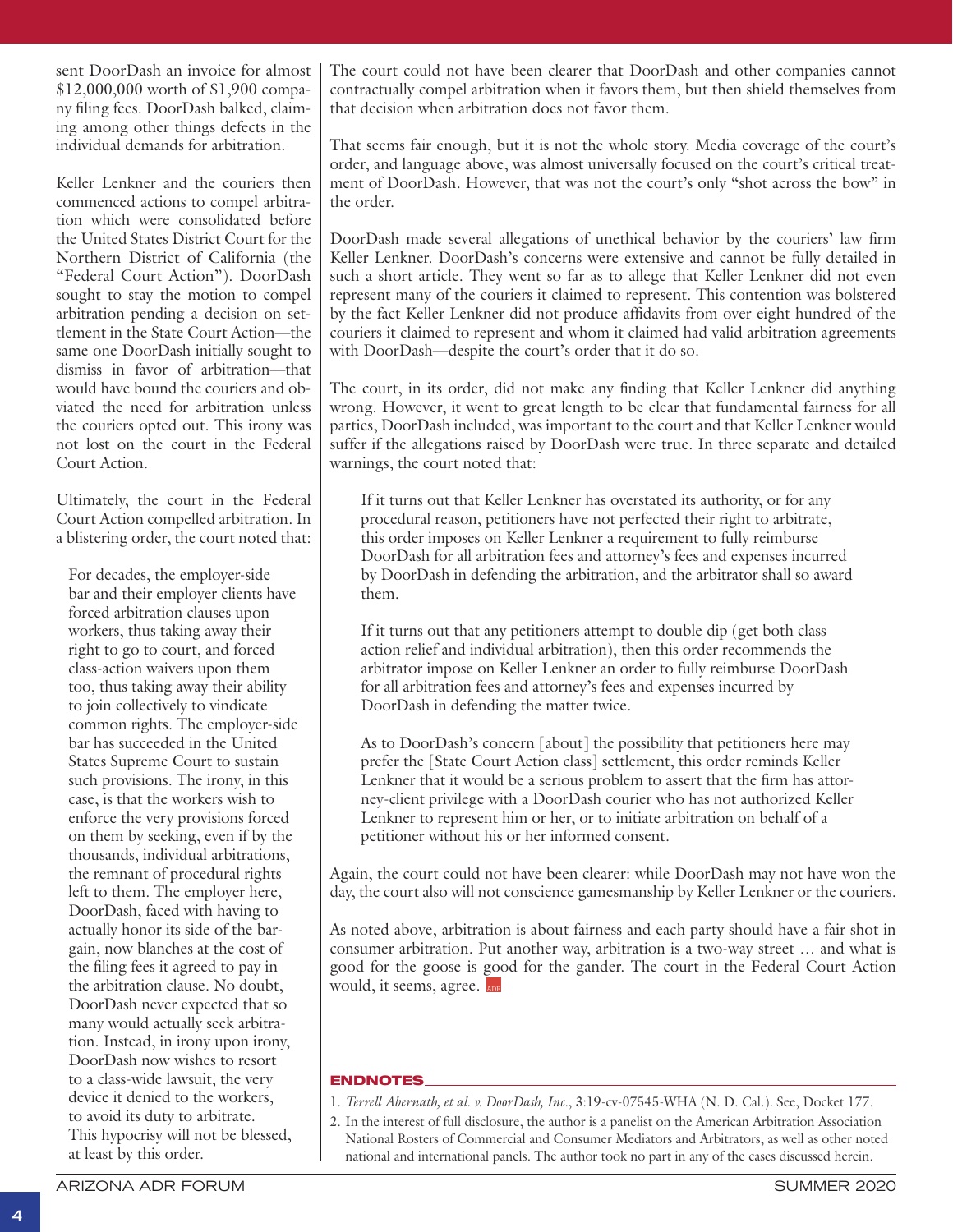sent DoorDash an invoice for almost $12,000,000 worth of $1,900 company filing fees. DoorDash balked, claiming among other things defects in the individual demands for arbitration.

Keller Lenkner and the couriers then commenced actions to compel arbitration which were consolidated before the United States District Court for the Northern District of California (the "Federal Court Action"). DoorDash sought to stay the motion to compel arbitration pending a decision on settlement in the State Court Action—the same one DoorDash initially sought to dismiss in favor of arbitration—that would have bound the couriers and obviated the need for arbitration unless the couriers opted out. This irony was not lost on the court in the Federal Court Action.

Ultimately, the court in the Federal Court Action compelled arbitration. In a blistering order, the court noted that:

> For decades, the employer-side bar and their employer clients have forced arbitration clauses upon workers, thus taking away their right to go to court, and forced class-action waivers upon them too, thus taking away their ability to join collectively to vindicate common rights. The employer-side bar has succeeded in the United States Supreme Court to sustain such provisions. The irony, in this case, is that the workers wish to enforce the very provisions forced on them by seeking, even if by the thousands, individual arbitrations, the remnant of procedural rights left to them. The employer here, DoorDash, faced with having to actually honor its side of the bargain, now blanches at the cost of the filing fees it agreed to pay in the arbitration clause. No doubt, DoorDash never expected that so many would actually seek arbitration. Instead, in irony upon irony, DoorDash now wishes to resort to a class-wide lawsuit, the very device it denied to the workers, to avoid its duty to arbitrate. This hypocrisy will not be blessed, at least by this order.

The court could not have been clearer that DoorDash and other companies cannot contractually compel arbitration when it favors them, but then shield themselves from that decision when arbitration does not favor them.

That seems fair enough, but it is not the whole story. Media coverage of the court's order, and language above, was almost universally focused on the court's critical treatment of DoorDash. However, that was not the court's only "shot across the bow" in the order.

DoorDash made several allegations of unethical behavior by the couriers' law firm Keller Lenkner. DoorDash's concerns were extensive and cannot be fully detailed in such a short article. They went so far as to allege that Keller Lenkner did not even represent many of the couriers it claimed to represent. This contention was bolstered by the fact Keller Lenkner did not produce affidavits from over eight hundred of the couriers it claimed to represent and whom it claimed had valid arbitration agreements with DoorDash—despite the court's order that it do so.

The court, in its order, did not make any finding that Keller Lenkner did anything wrong. However, it went to great length to be clear that fundamental fairness for all parties, DoorDash included, was important to the court and that Keller Lenkner would suffer if the allegations raised by DoorDash were true. In three separate and detailed warnings, the court noted that:

> If it turns out that Keller Lenkner has overstated its authority, or for any procedural reason, petitioners have not perfected their right to arbitrate, this order imposes on Keller Lenkner a requirement to fully reimburse DoorDash for all arbitration fees and attorney's fees and expenses incurred by DoorDash in defending the arbitration, and the arbitrator shall so award them.
>
> If it turns out that any petitioners attempt to double dip (get both class action relief and individual arbitration), then this order recommends the arbitrator impose on Keller Lenkner an order to fully reimburse DoorDash for all arbitration fees and attorney's fees and expenses incurred by DoorDash in defending the matter twice.
>
> As to DoorDash's concern [about] the possibility that petitioners here may prefer the [State Court Action class] settlement, this order reminds Keller Lenkner that it would be a serious problem to assert that the firm has attorney-client privilege with a DoorDash courier who has not authorized Keller Lenkner to represent him or her, or to initiate arbitration on behalf of a petitioner without his or her informed consent.

Again, the court could not have been clearer: while DoorDash may not have won the day, the court also will not conscience gamesmanship by Keller Lenkner or the couriers.

As noted above, arbitration is about fairness and each party should have a fair shot in consumer arbitration. Put another way, arbitration is a two-way street … and what is good for the goose is good for the gander. The court in the Federal Court Action would, it seems, agree.

## ENDNOTES

1. *Terrell Abernath, et al. v. DoorDash, Inc.*, 3:19-cv-07545-WHA (N. D. Cal.). See, Docket 177.
2. In the interest of full disclosure, the author is a panelist on the American Arbitration Association National Rosters of Commercial and Consumer Mediators and Arbitrators, as well as other noted national and international panels. The author took no part in any of the cases discussed herein.